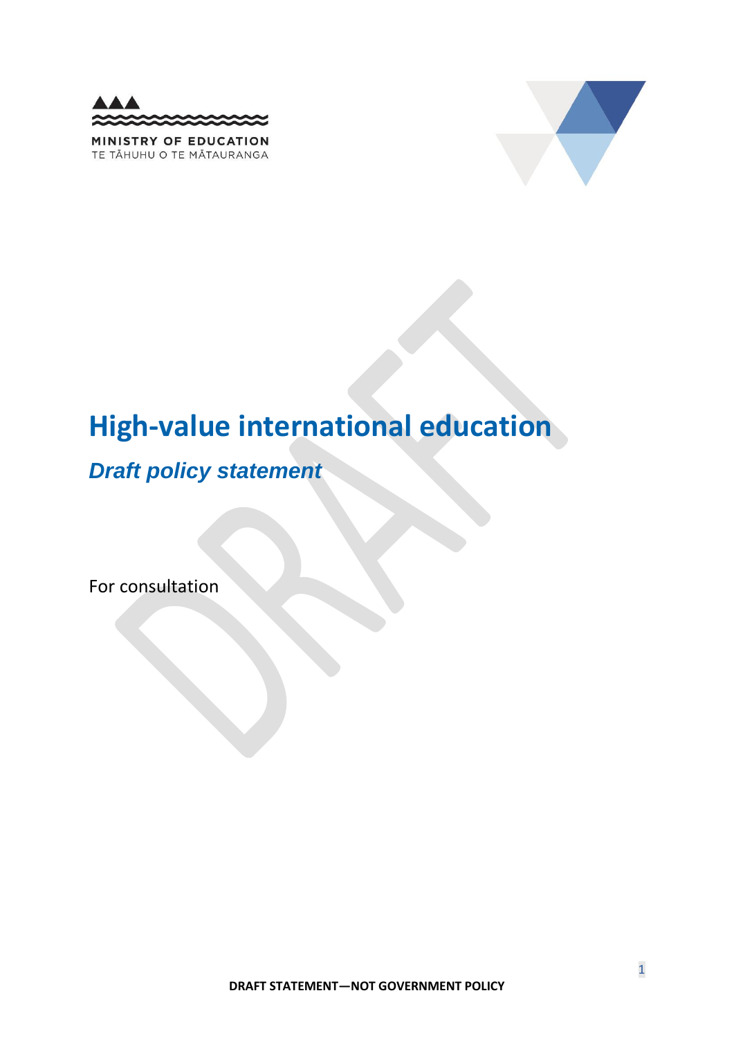MINISTRY OF EDUCATION
TE TĀHUHU O TE MĀTAURANGA

# High-value international education

## *Draft policy statement*

For consultation

**DRAFT STATEMENT—NOT GOVERNMENT POLICY**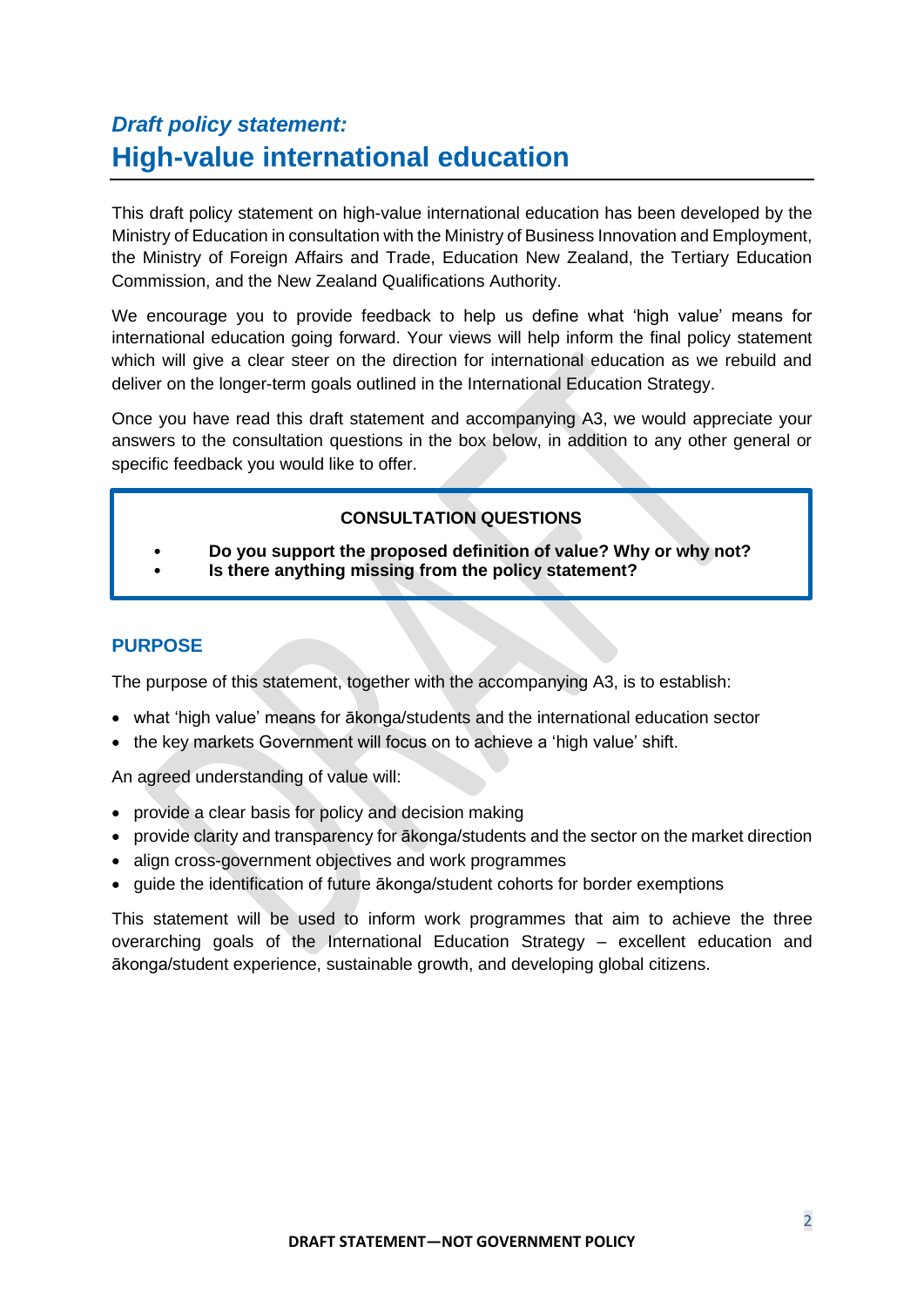*Draft policy statement:*

# High-value international education

This draft policy statement on high-value international education has been developed by the Ministry of Education in consultation with the Ministry of Business Innovation and Employment, the Ministry of Foreign Affairs and Trade, Education New Zealand, the Tertiary Education Commission, and the New Zealand Qualifications Authority.

We encourage you to provide feedback to help us define what 'high value' means for international education going forward. Your views will help inform the final policy statement which will give a clear steer on the direction for international education as we rebuild and deliver on the longer-term goals outlined in the International Education Strategy.

Once you have read this draft statement and accompanying A3, we would appreciate your answers to the consultation questions in the box below, in addition to any other general or specific feedback you would like to offer.

**CONSULTATION QUESTIONS**

- **Do you support the proposed definition of value? Why or why not?**
- **Is there anything missing from the policy statement?**

## PURPOSE

The purpose of this statement, together with the accompanying A3, is to establish:

- what 'high value' means for ākonga/students and the international education sector
- the key markets Government will focus on to achieve a 'high value' shift.

An agreed understanding of value will:

- provide a clear basis for policy and decision making
- provide clarity and transparency for ākonga/students and the sector on the market direction
- align cross-government objectives and work programmes
- guide the identification of future ākonga/student cohorts for border exemptions

This statement will be used to inform work programmes that aim to achieve the three overarching goals of the International Education Strategy – excellent education and ākonga/student experience, sustainable growth, and developing global citizens.

DRAFT STATEMENT—NOT GOVERNMENT POLICY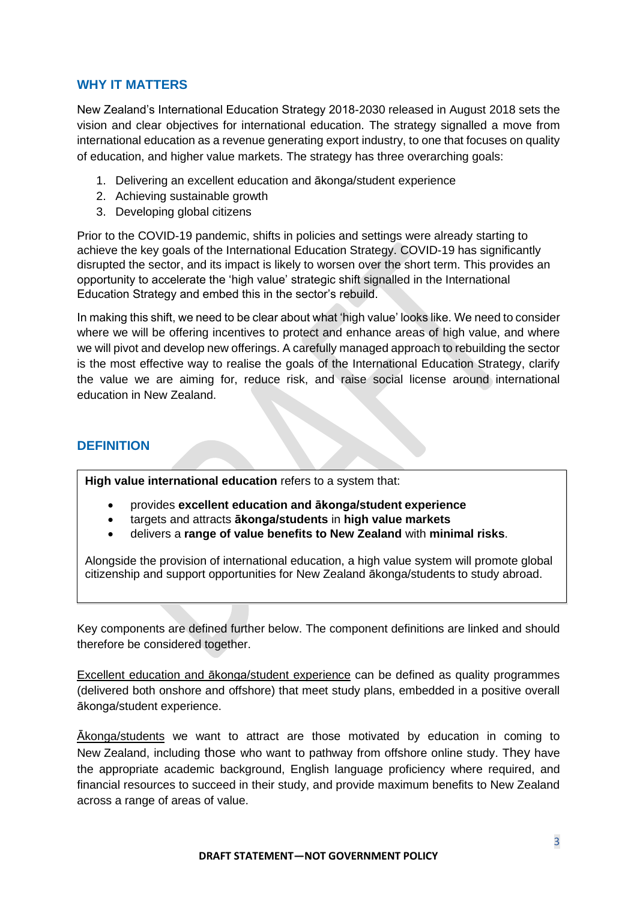## WHY IT MATTERS

New Zealand's International Education Strategy 2018-2030 released in August 2018 sets the vision and clear objectives for international education. The strategy signalled a move from international education as a revenue generating export industry, to one that focuses on quality of education, and higher value markets. The strategy has three overarching goals:

1. Delivering an excellent education and ākonga/student experience
2. Achieving sustainable growth
3. Developing global citizens

Prior to the COVID-19 pandemic, shifts in policies and settings were already starting to achieve the key goals of the International Education Strategy. COVID-19 has significantly disrupted the sector, and its impact is likely to worsen over the short term. This provides an opportunity to accelerate the 'high value' strategic shift signalled in the International Education Strategy and embed this in the sector's rebuild.

In making this shift, we need to be clear about what 'high value' looks like. We need to consider where we will be offering incentives to protect and enhance areas of high value, and where we will pivot and develop new offerings. A carefully managed approach to rebuilding the sector is the most effective way to realise the goals of the International Education Strategy, clarify the value we are aiming for, reduce risk, and raise social license around international education in New Zealand.

## DEFINITION

**High value international education** refers to a system that:

- provides **excellent education and ākonga/student experience**
- targets and attracts **ākonga/students** in **high value markets**
- delivers a **range of value benefits to New Zealand** with **minimal risks**.

Alongside the provision of international education, a high value system will promote global citizenship and support opportunities for New Zealand ākonga/students to study abroad.

Key components are defined further below. The component definitions are linked and should therefore be considered together.

Excellent education and ākonga/student experience can be defined as quality programmes (delivered both onshore and offshore) that meet study plans, embedded in a positive overall ākonga/student experience.

Ākonga/students we want to attract are those motivated by education in coming to New Zealand, including those who want to pathway from offshore online study. They have the appropriate academic background, English language proficiency where required, and financial resources to succeed in their study, and provide maximum benefits to New Zealand across a range of areas of value.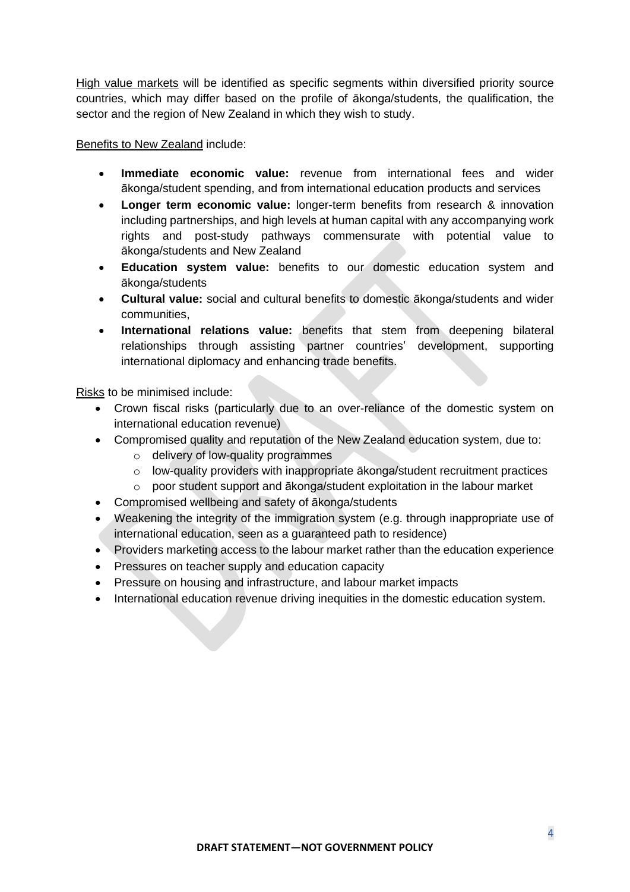High value markets will be identified as specific segments within diversified priority source countries, which may differ based on the profile of ākonga/students, the qualification, the sector and the region of New Zealand in which they wish to study.

Benefits to New Zealand include:

- **Immediate economic value:** revenue from international fees and wider ākonga/student spending, and from international education products and services
- **Longer term economic value:** longer-term benefits from research & innovation including partnerships, and high levels at human capital with any accompanying work rights and post-study pathways commensurate with potential value to ākonga/students and New Zealand
- **Education system value:** benefits to our domestic education system and ākonga/students
- **Cultural value:** social and cultural benefits to domestic ākonga/students and wider communities,
- **International relations value:** benefits that stem from deepening bilateral relationships through assisting partner countries' development, supporting international diplomacy and enhancing trade benefits.

Risks to be minimised include:

- Crown fiscal risks (particularly due to an over-reliance of the domestic system on international education revenue)
- Compromised quality and reputation of the New Zealand education system, due to:
  - delivery of low-quality programmes
  - low-quality providers with inappropriate ākonga/student recruitment practices
  - poor student support and ākonga/student exploitation in the labour market
- Compromised wellbeing and safety of ākonga/students
- Weakening the integrity of the immigration system (e.g. through inappropriate use of international education, seen as a guaranteed path to residence)
- Providers marketing access to the labour market rather than the education experience
- Pressures on teacher supply and education capacity
- Pressure on housing and infrastructure, and labour market impacts
- International education revenue driving inequities in the domestic education system.

**DRAFT STATEMENT—NOT GOVERNMENT POLICY**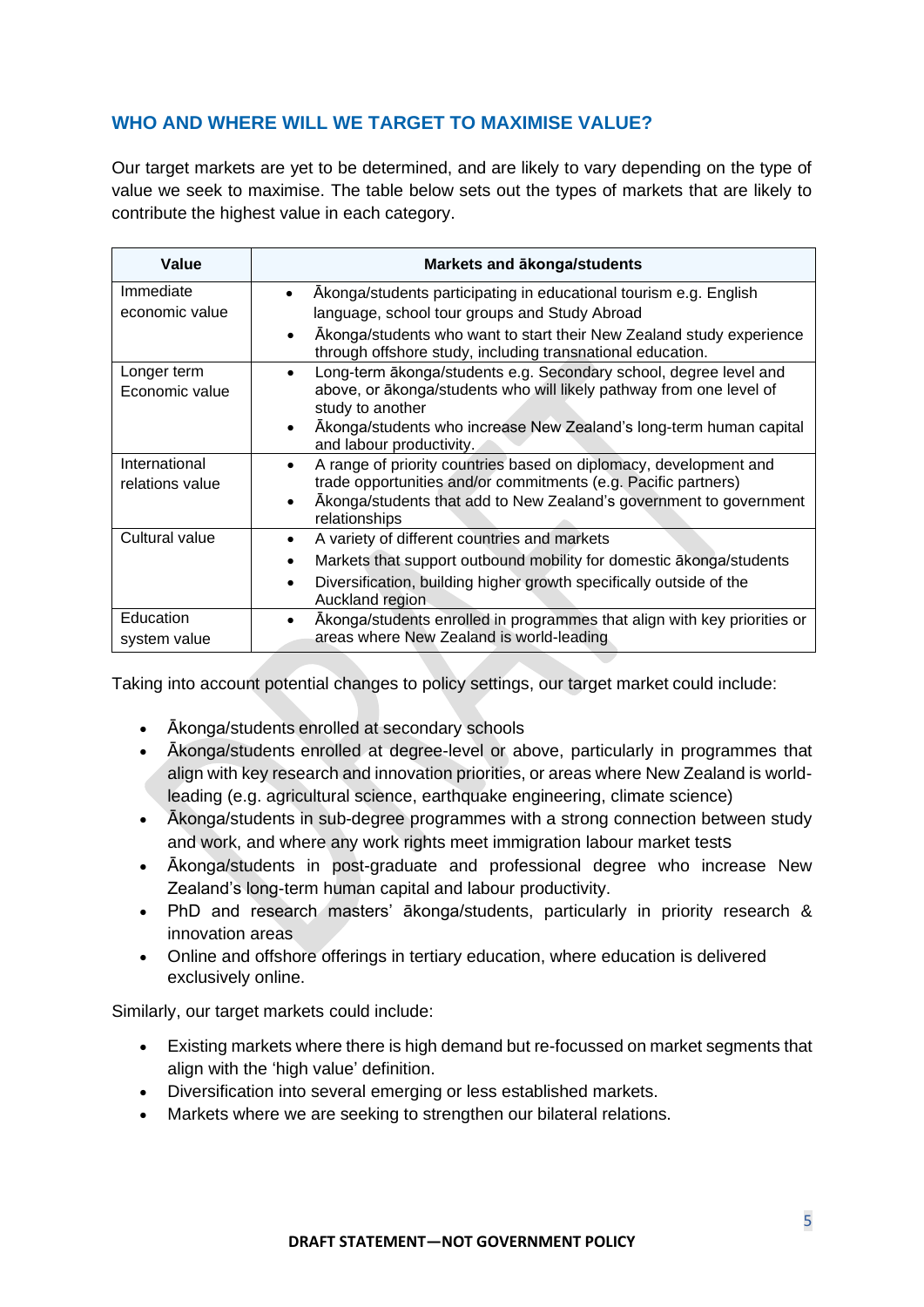## WHO AND WHERE WILL WE TARGET TO MAXIMISE VALUE?

Our target markets are yet to be determined, and are likely to vary depending on the type of value we seek to maximise. The table below sets out the types of markets that are likely to contribute the highest value in each category.

| Value | Markets and ākonga/students |
|---|---|
| Immediate economic value | • Ākonga/students participating in educational tourism e.g. English language, school tour groups and Study Abroad<br>• Ākonga/students who want to start their New Zealand study experience through offshore study, including transnational education. |
| Longer term Economic value | • Long-term ākonga/students e.g. Secondary school, degree level and above, or ākonga/students who will likely pathway from one level of study to another<br>• Ākonga/students who increase New Zealand's long-term human capital and labour productivity. |
| International relations value | • A range of priority countries based on diplomacy, development and trade opportunities and/or commitments (e.g. Pacific partners)<br>• Ākonga/students that add to New Zealand's government to government relationships |
| Cultural value | • A variety of different countries and markets<br>• Markets that support outbound mobility for domestic ākonga/students<br>• Diversification, building higher growth specifically outside of the Auckland region |
| Education system value | • Ākonga/students enrolled in programmes that align with key priorities or areas where New Zealand is world-leading |

Taking into account potential changes to policy settings, our target market could include:

- Ākonga/students enrolled at secondary schools
- Ākonga/students enrolled at degree-level or above, particularly in programmes that align with key research and innovation priorities, or areas where New Zealand is world-leading (e.g. agricultural science, earthquake engineering, climate science)
- Ākonga/students in sub-degree programmes with a strong connection between study and work, and where any work rights meet immigration labour market tests
- Ākonga/students in post-graduate and professional degree who increase New Zealand's long-term human capital and labour productivity.
- PhD and research masters' ākonga/students, particularly in priority research & innovation areas
- Online and offshore offerings in tertiary education, where education is delivered exclusively online.

Similarly, our target markets could include:

- Existing markets where there is high demand but re-focussed on market segments that align with the 'high value' definition.
- Diversification into several emerging or less established markets.
- Markets where we are seeking to strengthen our bilateral relations.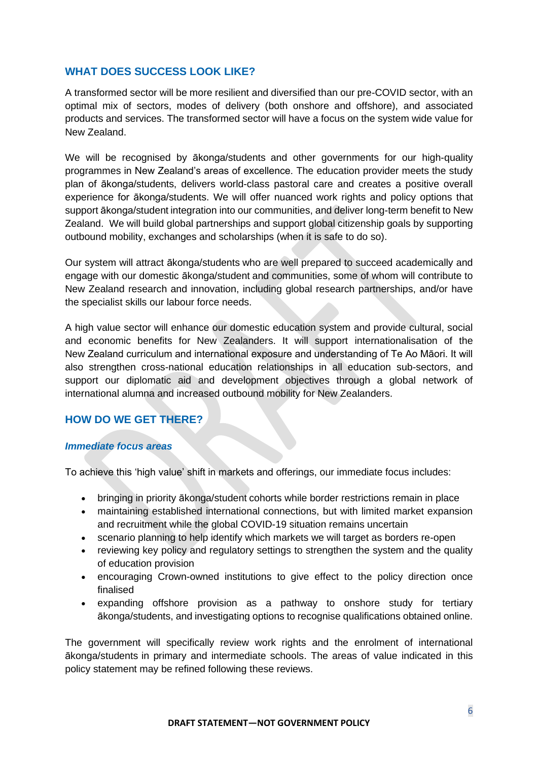## WHAT DOES SUCCESS LOOK LIKE?

A transformed sector will be more resilient and diversified than our pre-COVID sector, with an optimal mix of sectors, modes of delivery (both onshore and offshore), and associated products and services. The transformed sector will have a focus on the system wide value for New Zealand.

We will be recognised by ākonga/students and other governments for our high-quality programmes in New Zealand's areas of excellence. The education provider meets the study plan of ākonga/students, delivers world-class pastoral care and creates a positive overall experience for ākonga/students. We will offer nuanced work rights and policy options that support ākonga/student integration into our communities, and deliver long-term benefit to New Zealand. We will build global partnerships and support global citizenship goals by supporting outbound mobility, exchanges and scholarships (when it is safe to do so).

Our system will attract ākonga/students who are well prepared to succeed academically and engage with our domestic ākonga/student and communities, some of whom will contribute to New Zealand research and innovation, including global research partnerships, and/or have the specialist skills our labour force needs.

A high value sector will enhance our domestic education system and provide cultural, social and economic benefits for New Zealanders. It will support internationalisation of the New Zealand curriculum and international exposure and understanding of Te Ao Māori. It will also strengthen cross-national education relationships in all education sub-sectors, and support our diplomatic aid and development objectives through a global network of international alumna and increased outbound mobility for New Zealanders.

## HOW DO WE GET THERE?

### *Immediate focus areas*

To achieve this 'high value' shift in markets and offerings, our immediate focus includes:

- bringing in priority ākonga/student cohorts while border restrictions remain in place
- maintaining established international connections, but with limited market expansion and recruitment while the global COVID-19 situation remains uncertain
- scenario planning to help identify which markets we will target as borders re-open
- reviewing key policy and regulatory settings to strengthen the system and the quality of education provision
- encouraging Crown-owned institutions to give effect to the policy direction once finalised
- expanding offshore provision as a pathway to onshore study for tertiary ākonga/students, and investigating options to recognise qualifications obtained online.

The government will specifically review work rights and the enrolment of international ākonga/students in primary and intermediate schools. The areas of value indicated in this policy statement may be refined following these reviews.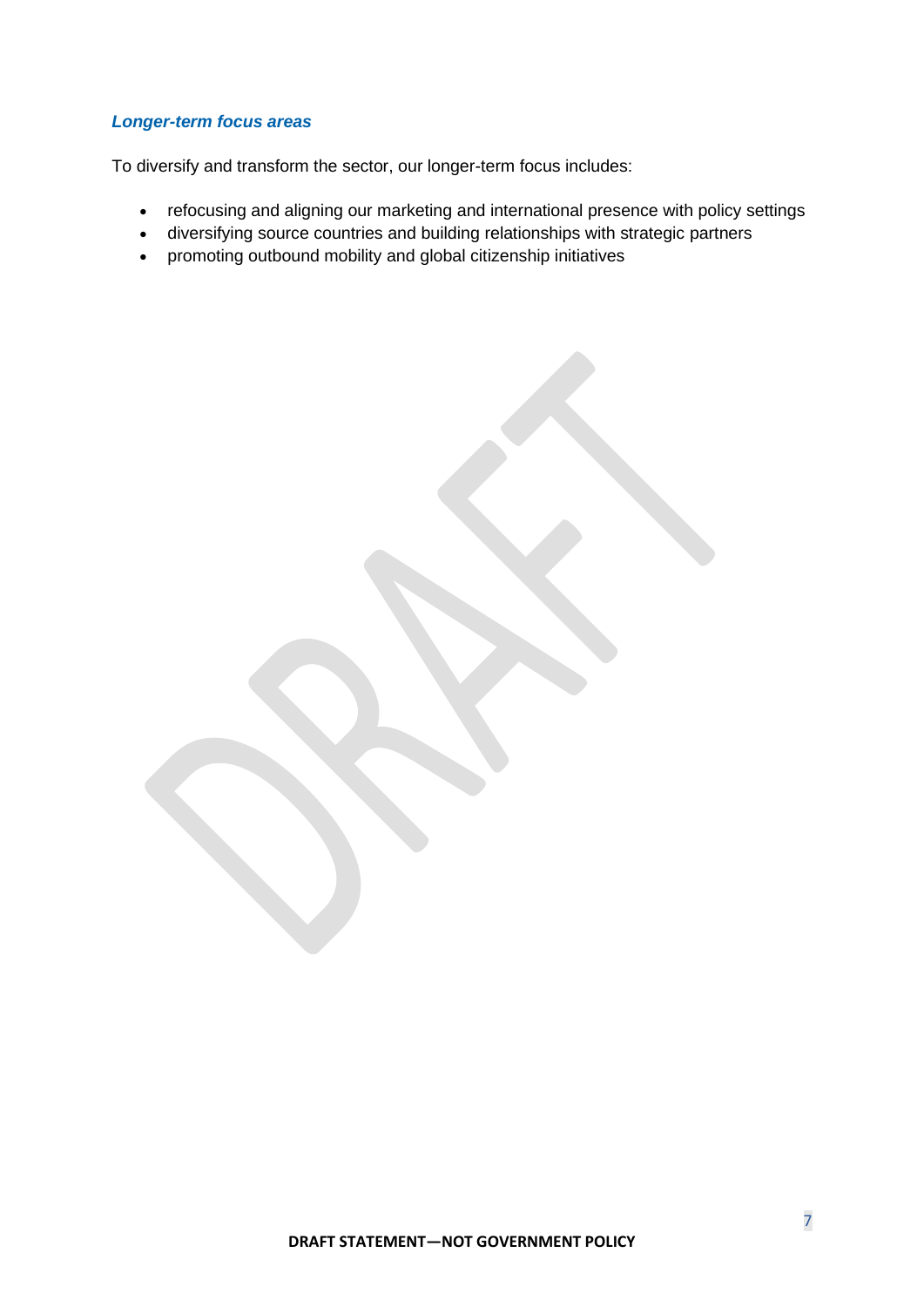### *Longer-term focus areas*

To diversify and transform the sector, our longer-term focus includes:

- refocusing and aligning our marketing and international presence with policy settings
- diversifying source countries and building relationships with strategic partners
- promoting outbound mobility and global citizenship initiatives